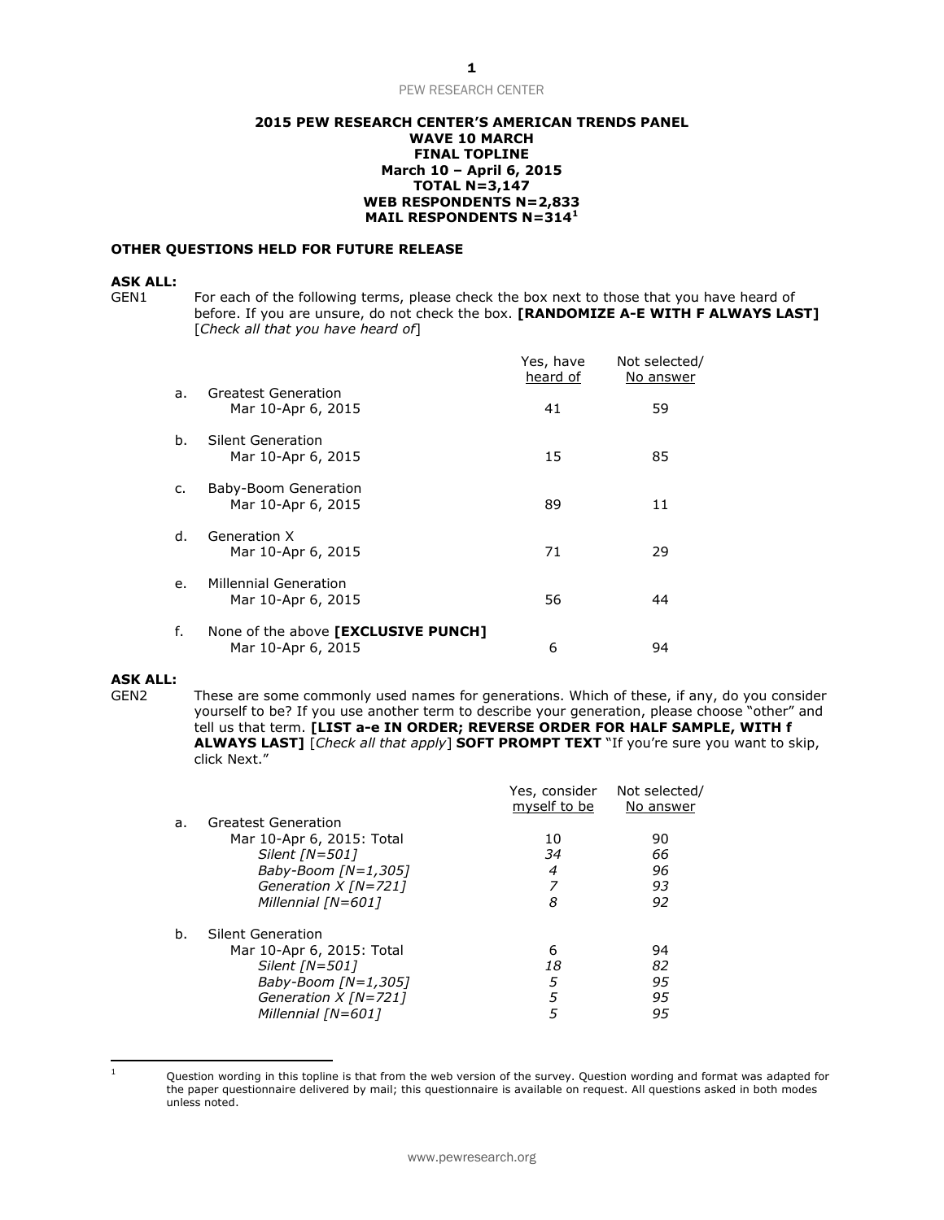**2015 PEW RESEARCH CENTER'S AMERICAN TRENDS PANEL**
**WAVE 10 MARCH**
**FINAL TOPLINE**
**March 10 – April 6, 2015**
**TOTAL N=3,147**
**WEB RESPONDENTS N=2,833**
**MAIL RESPONDENTS N=314**[1]

**OTHER QUESTIONS HELD FOR FUTURE RELEASE**

**ASK ALL:**

GEN1 For each of the following terms, please check the box next to those that you have heard of before. If you are unsure, do not check the box. **[RANDOMIZE A-E WITH F ALWAYS LAST]** [*Check all that you have heard of*]

| | | Yes, have heard of | Not selected/ No answer |
|---|---|---|---|
| a. | Greatest Generation | | |
| | Mar 10-Apr 6, 2015 | 41 | 59 |
| b. | Silent Generation | | |
| | Mar 10-Apr 6, 2015 | 15 | 85 |
| c. | Baby-Boom Generation | | |
| | Mar 10-Apr 6, 2015 | 89 | 11 |
| d. | Generation X | | |
| | Mar 10-Apr 6, 2015 | 71 | 29 |
| e. | Millennial Generation | | |
| | Mar 10-Apr 6, 2015 | 56 | 44 |
| f. | None of the above **[EXCLUSIVE PUNCH]** | | |
| | Mar 10-Apr 6, 2015 | 6 | 94 |

**ASK ALL:**

GEN2 These are some commonly used names for generations. Which of these, if any, do you consider yourself to be? If you use another term to describe your generation, please choose "other" and tell us that term. **[LIST a-e IN ORDER; REVERSE ORDER FOR HALF SAMPLE, WITH f ALWAYS LAST]** [*Check all that apply*] **SOFT PROMPT TEXT** "If you're sure you want to skip, click Next."

| | | Yes, consider myself to be | Not selected/ No answer |
|---|---|---|---|
| a. | Greatest Generation | | |
| | Mar 10-Apr 6, 2015: Total | 10 | 90 |
| | *Silent [N=501]* | *34* | *66* |
| | *Baby-Boom [N=1,305]* | *4* | *96* |
| | *Generation X [N=721]* | *7* | *93* |
| | *Millennial [N=601]* | *8* | *92* |
| b. | Silent Generation | | |
| | Mar 10-Apr 6, 2015: Total | 6 | 94 |
| | *Silent [N=501]* | *18* | *82* |
| | *Baby-Boom [N=1,305]* | *5* | *95* |
| | *Generation X [N=721]* | *5* | *95* |
| | *Millennial [N=601]* | *5* | *95* |

[1] Question wording in this topline is that from the web version of the survey. Question wording and format was adapted for the paper questionnaire delivered by mail; this questionnaire is available on request. All questions asked in both modes unless noted.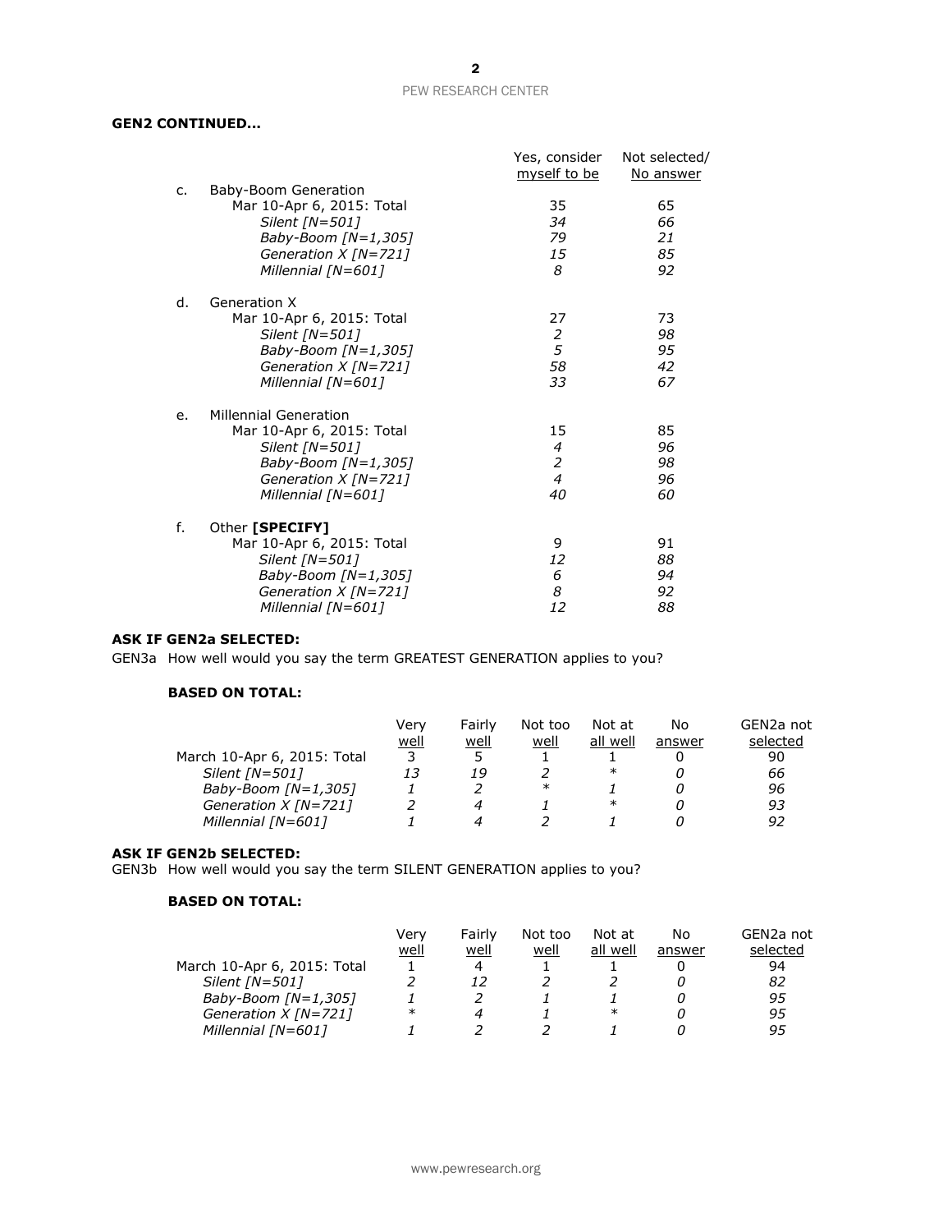**GEN2 CONTINUED…**

| | | Yes, consider myself to be | Not selected/ No answer |
|---|---|---|---|
| c. | Baby-Boom Generation | | |
| | Mar 10-Apr 6, 2015: Total | 35 | 65 |
| | *Silent [N=501]* | *34* | *66* |
| | *Baby-Boom [N=1,305]* | *79* | *21* |
| | *Generation X [N=721]* | *15* | *85* |
| | *Millennial [N=601]* | *8* | *92* |
| d. | Generation X | | |
| | Mar 10-Apr 6, 2015: Total | 27 | 73 |
| | *Silent [N=501]* | *2* | *98* |
| | *Baby-Boom [N=1,305]* | *5* | *95* |
| | *Generation X [N=721]* | *58* | *42* |
| | *Millennial [N=601]* | *33* | *67* |
| e. | Millennial Generation | | |
| | Mar 10-Apr 6, 2015: Total | 15 | 85 |
| | *Silent [N=501]* | *4* | *96* |
| | *Baby-Boom [N=1,305]* | *2* | *98* |
| | *Generation X [N=721]* | *4* | *96* |
| | *Millennial [N=601]* | *40* | *60* |
| f. | Other **[SPECIFY]** | | |
| | Mar 10-Apr 6, 2015: Total | 9 | 91 |
| | *Silent [N=501]* | *12* | *88* |
| | *Baby-Boom [N=1,305]* | *6* | *94* |
| | *Generation X [N=721]* | *8* | *92* |
| | *Millennial [N=601]* | *12* | *88* |

**ASK IF GEN2a SELECTED:**

GEN3a How well would you say the term GREATEST GENERATION applies to you?

**BASED ON TOTAL:**

| | Very well | Fairly well | Not too well | Not at all well | No answer | GEN2a not selected |
|---|---|---|---|---|---|---|
| March 10-Apr 6, 2015: Total | 3 | 5 | 1 | 1 | 0 | 90 |
| *Silent [N=501]* | *13* | *19* | *2* | * | *0* | *66* |
| *Baby-Boom [N=1,305]* | *1* | *2* | * | *1* | *0* | *96* |
| *Generation X [N=721]* | *2* | *4* | *1* | * | *0* | *93* |
| *Millennial [N=601]* | *1* | *4* | *2* | *1* | *0* | *92* |

**ASK IF GEN2b SELECTED:**

GEN3b How well would you say the term SILENT GENERATION applies to you?

**BASED ON TOTAL:**

| | Very well | Fairly well | Not too well | Not at all well | No answer | GEN2a not selected |
|---|---|---|---|---|---|---|
| March 10-Apr 6, 2015: Total | 1 | 4 | 1 | 1 | 0 | 94 |
| *Silent [N=501]* | *2* | *12* | *2* | *2* | *0* | *82* |
| *Baby-Boom [N=1,305]* | *1* | *2* | *1* | *1* | *0* | *95* |
| *Generation X [N=721]* | * | *4* | *1* | * | *0* | *95* |
| *Millennial [N=601]* | *1* | *2* | *2* | *1* | *0* | *95* |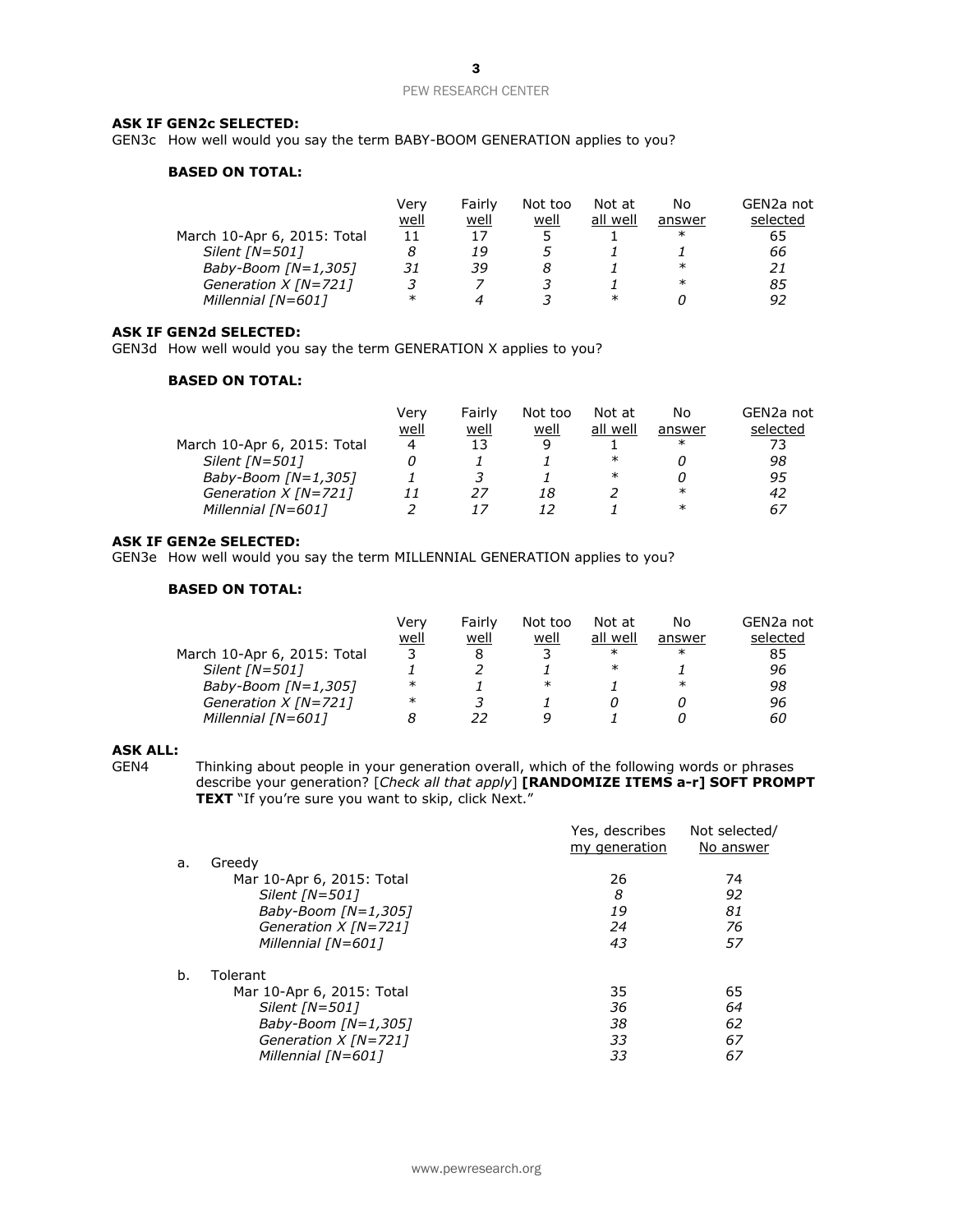**ASK IF GEN2c SELECTED:**

GEN3c How well would you say the term BABY-BOOM GENERATION applies to you?

**BASED ON TOTAL:**

| | Very well | Fairly well | Not too well | Not at all well | No answer | GEN2a not selected |
|---|---|---|---|---|---|---|
| March 10-Apr 6, 2015: Total | 11 | 17 | 5 | 1 | * | 65 |
| *Silent [N=501]* | *8* | *19* | *5* | *1* | *1* | *66* |
| *Baby-Boom [N=1,305]* | *31* | *39* | *8* | *1* | * | *21* |
| *Generation X [N=721]* | *3* | *7* | *3* | *1* | * | *85* |
| *Millennial [N=601]* | * | *4* | *3* | * | *0* | *92* |

**ASK IF GEN2d SELECTED:**

GEN3d How well would you say the term GENERATION X applies to you?

**BASED ON TOTAL:**

| | Very well | Fairly well | Not too well | Not at all well | No answer | GEN2a not selected |
|---|---|---|---|---|---|---|
| March 10-Apr 6, 2015: Total | 4 | 13 | 9 | 1 | * | 73 |
| *Silent [N=501]* | *0* | *1* | *1* | * | *0* | *98* |
| *Baby-Boom [N=1,305]* | *1* | *3* | *1* | * | *0* | *95* |
| *Generation X [N=721]* | *11* | *27* | *18* | *2* | * | *42* |
| *Millennial [N=601]* | *2* | *17* | *12* | *1* | * | *67* |

**ASK IF GEN2e SELECTED:**

GEN3e How well would you say the term MILLENNIAL GENERATION applies to you?

**BASED ON TOTAL:**

| | Very well | Fairly well | Not too well | Not at all well | No answer | GEN2a not selected |
|---|---|---|---|---|---|---|
| March 10-Apr 6, 2015: Total | 3 | 8 | 3 | * | * | 85 |
| *Silent [N=501]* | *1* | *2* | *1* | * | *1* | *96* |
| *Baby-Boom [N=1,305]* | * | *1* | * | *1* | * | *98* |
| *Generation X [N=721]* | * | *3* | *1* | *0* | *0* | *96* |
| *Millennial [N=601]* | *8* | *22* | *9* | *1* | *0* | *60* |

**ASK ALL:**

GEN4 Thinking about people in your generation overall, which of the following words or phrases describe your generation? [*Check all that apply*] **[RANDOMIZE ITEMS a-r] SOFT PROMPT TEXT** "If you're sure you want to skip, click Next."

| | Yes, describes my generation | Not selected/ No answer |
|---|---|---|
| a. Greedy | | |
| Mar 10-Apr 6, 2015: Total | 26 | 74 |
| *Silent [N=501]* | *8* | *92* |
| *Baby-Boom [N=1,305]* | *19* | *81* |
| *Generation X [N=721]* | *24* | *76* |
| *Millennial [N=601]* | *43* | *57* |
| b. Tolerant | | |
| Mar 10-Apr 6, 2015: Total | 35 | 65 |
| *Silent [N=501]* | *36* | *64* |
| *Baby-Boom [N=1,305]* | *38* | *62* |
| *Generation X [N=721]* | *33* | *67* |
| *Millennial [N=601]* | *33* | *67* |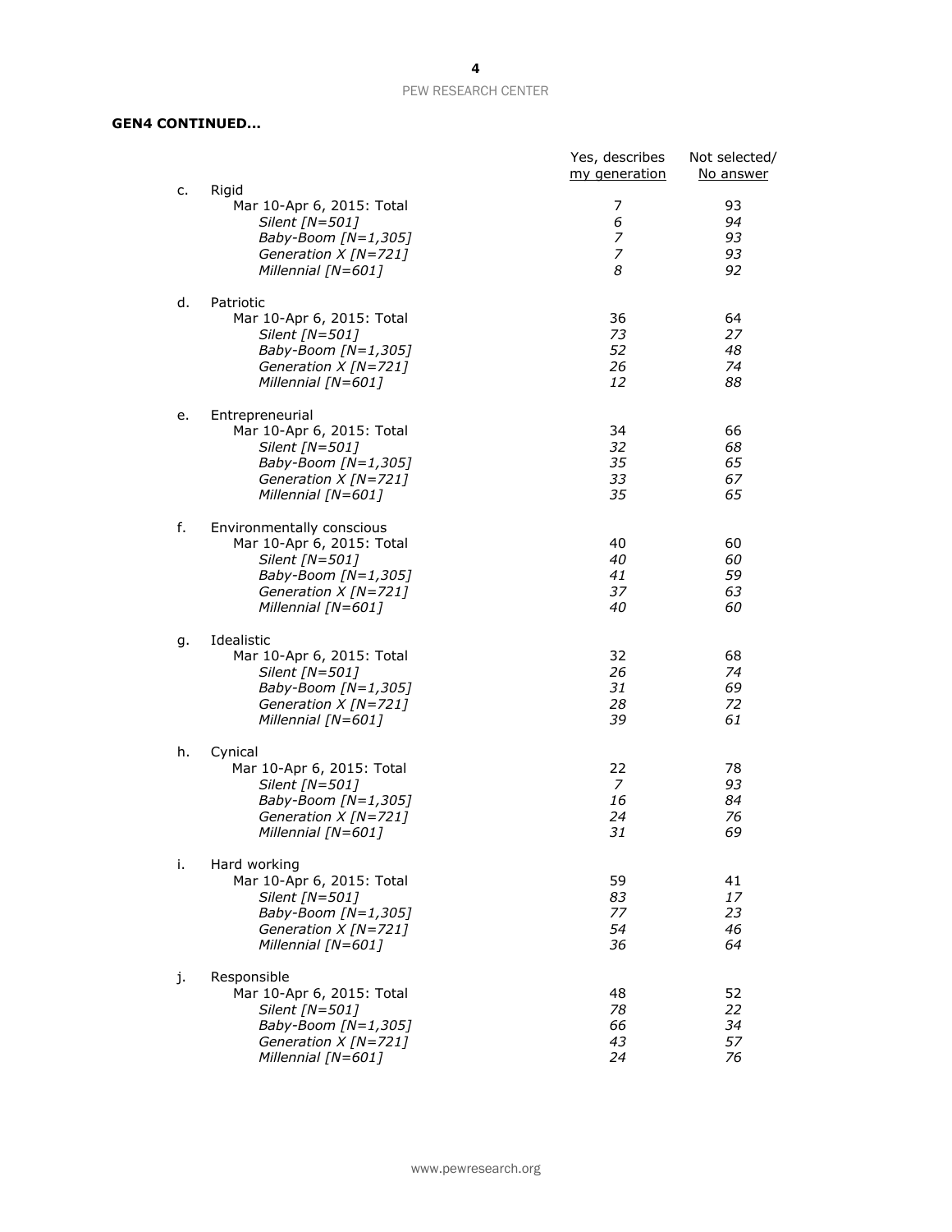**GEN4 CONTINUED…**

| | | Yes, describes my generation | Not selected/ No answer |
|---|---|---|---|
| c. | Rigid | | |
| | Mar 10-Apr 6, 2015: Total | 7 | 93 |
| | *Silent [N=501]* | *6* | *94* |
| | *Baby-Boom [N=1,305]* | *7* | *93* |
| | *Generation X [N=721]* | *7* | *93* |
| | *Millennial [N=601]* | *8* | *92* |
| d. | Patriotic | | |
| | Mar 10-Apr 6, 2015: Total | 36 | 64 |
| | *Silent [N=501]* | *73* | *27* |
| | *Baby-Boom [N=1,305]* | *52* | *48* |
| | *Generation X [N=721]* | *26* | *74* |
| | *Millennial [N=601]* | *12* | *88* |
| e. | Entrepreneurial | | |
| | Mar 10-Apr 6, 2015: Total | 34 | 66 |
| | *Silent [N=501]* | *32* | *68* |
| | *Baby-Boom [N=1,305]* | *35* | *65* |
| | *Generation X [N=721]* | *33* | *67* |
| | *Millennial [N=601]* | *35* | *65* |
| f. | Environmentally conscious | | |
| | Mar 10-Apr 6, 2015: Total | 40 | 60 |
| | *Silent [N=501]* | *40* | *60* |
| | *Baby-Boom [N=1,305]* | *41* | *59* |
| | *Generation X [N=721]* | *37* | *63* |
| | *Millennial [N=601]* | *40* | *60* |
| g. | Idealistic | | |
| | Mar 10-Apr 6, 2015: Total | 32 | 68 |
| | *Silent [N=501]* | *26* | *74* |
| | *Baby-Boom [N=1,305]* | *31* | *69* |
| | *Generation X [N=721]* | *28* | *72* |
| | *Millennial [N=601]* | *39* | *61* |
| h. | Cynical | | |
| | Mar 10-Apr 6, 2015: Total | 22 | 78 |
| | *Silent [N=501]* | *7* | *93* |
| | *Baby-Boom [N=1,305]* | *16* | *84* |
| | *Generation X [N=721]* | *24* | *76* |
| | *Millennial [N=601]* | *31* | *69* |
| i. | Hard working | | |
| | Mar 10-Apr 6, 2015: Total | 59 | 41 |
| | *Silent [N=501]* | *83* | *17* |
| | *Baby-Boom [N=1,305]* | *77* | *23* |
| | *Generation X [N=721]* | *54* | *46* |
| | *Millennial [N=601]* | *36* | *64* |
| j. | Responsible | | |
| | Mar 10-Apr 6, 2015: Total | 48 | 52 |
| | *Silent [N=501]* | *78* | *22* |
| | *Baby-Boom [N=1,305]* | *66* | *34* |
| | *Generation X [N=721]* | *43* | *57* |
| | *Millennial [N=601]* | *24* | *76* |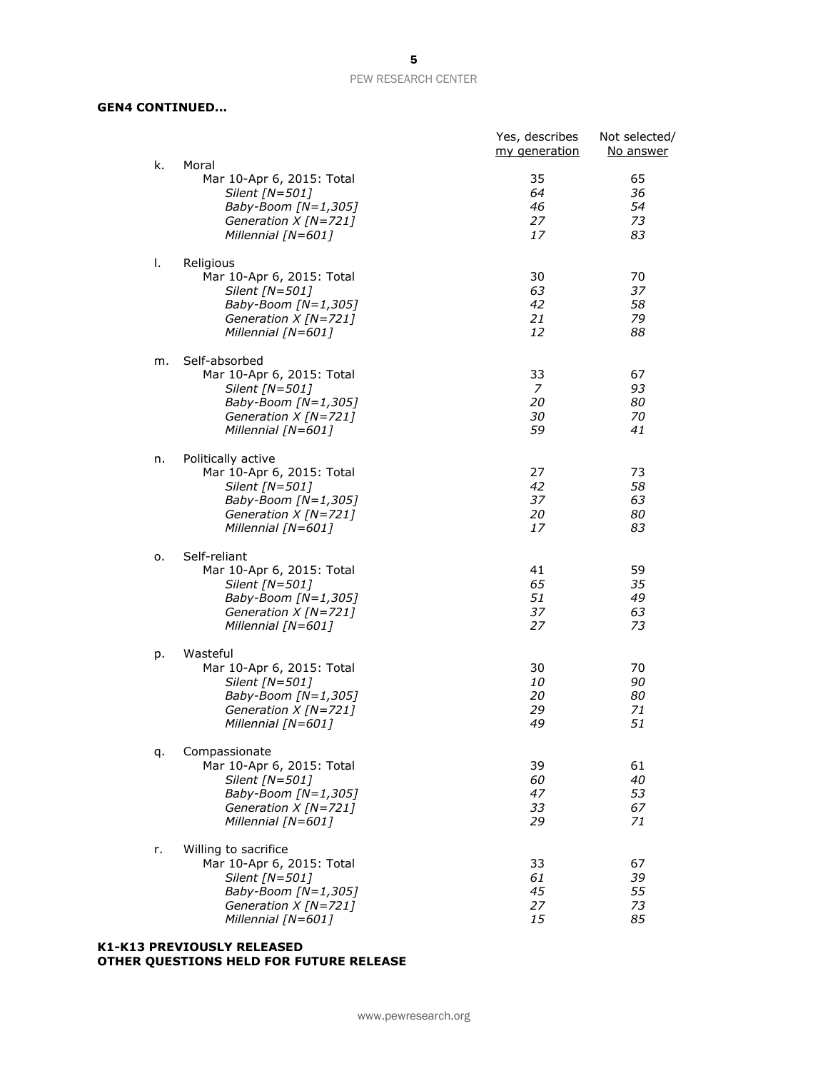**GEN4 CONTINUED...**

| | | Yes, describes my generation | Not selected/ No answer |
|---|---|---|---|
| k. | Moral | | |
| | Mar 10-Apr 6, 2015: Total | 35 | 65 |
| | *Silent [N=501]* | *64* | *36* |
| | *Baby-Boom [N=1,305]* | *46* | *54* |
| | *Generation X [N=721]* | *27* | *73* |
| | *Millennial [N=601]* | *17* | *83* |
| l. | Religious | | |
| | Mar 10-Apr 6, 2015: Total | 30 | 70 |
| | *Silent [N=501]* | *63* | *37* |
| | *Baby-Boom [N=1,305]* | *42* | *58* |
| | *Generation X [N=721]* | *21* | *79* |
| | *Millennial [N=601]* | *12* | *88* |
| m. | Self-absorbed | | |
| | Mar 10-Apr 6, 2015: Total | 33 | 67 |
| | *Silent [N=501]* | *7* | *93* |
| | *Baby-Boom [N=1,305]* | *20* | *80* |
| | *Generation X [N=721]* | *30* | *70* |
| | *Millennial [N=601]* | *59* | *41* |
| n. | Politically active | | |
| | Mar 10-Apr 6, 2015: Total | 27 | 73 |
| | *Silent [N=501]* | *42* | *58* |
| | *Baby-Boom [N=1,305]* | *37* | *63* |
| | *Generation X [N=721]* | *20* | *80* |
| | *Millennial [N=601]* | *17* | *83* |
| o. | Self-reliant | | |
| | Mar 10-Apr 6, 2015: Total | 41 | 59 |
| | *Silent [N=501]* | *65* | *35* |
| | *Baby-Boom [N=1,305]* | *51* | *49* |
| | *Generation X [N=721]* | *37* | *63* |
| | *Millennial [N=601]* | *27* | *73* |
| p. | Wasteful | | |
| | Mar 10-Apr 6, 2015: Total | 30 | 70 |
| | *Silent [N=501]* | *10* | *90* |
| | *Baby-Boom [N=1,305]* | *20* | *80* |
| | *Generation X [N=721]* | *29* | *71* |
| | *Millennial [N=601]* | *49* | *51* |
| q. | Compassionate | | |
| | Mar 10-Apr 6, 2015: Total | 39 | 61 |
| | *Silent [N=501]* | *60* | *40* |
| | *Baby-Boom [N=1,305]* | *47* | *53* |
| | *Generation X [N=721]* | *33* | *67* |
| | *Millennial [N=601]* | *29* | *71* |
| r. | Willing to sacrifice | | |
| | Mar 10-Apr 6, 2015: Total | 33 | 67 |
| | *Silent [N=501]* | *61* | *39* |
| | *Baby-Boom [N=1,305]* | *45* | *55* |
| | *Generation X [N=721]* | *27* | *73* |
| | *Millennial [N=601]* | *15* | *85* |

**K1-K13 PREVIOUSLY RELEASED**
**OTHER QUESTIONS HELD FOR FUTURE RELEASE**